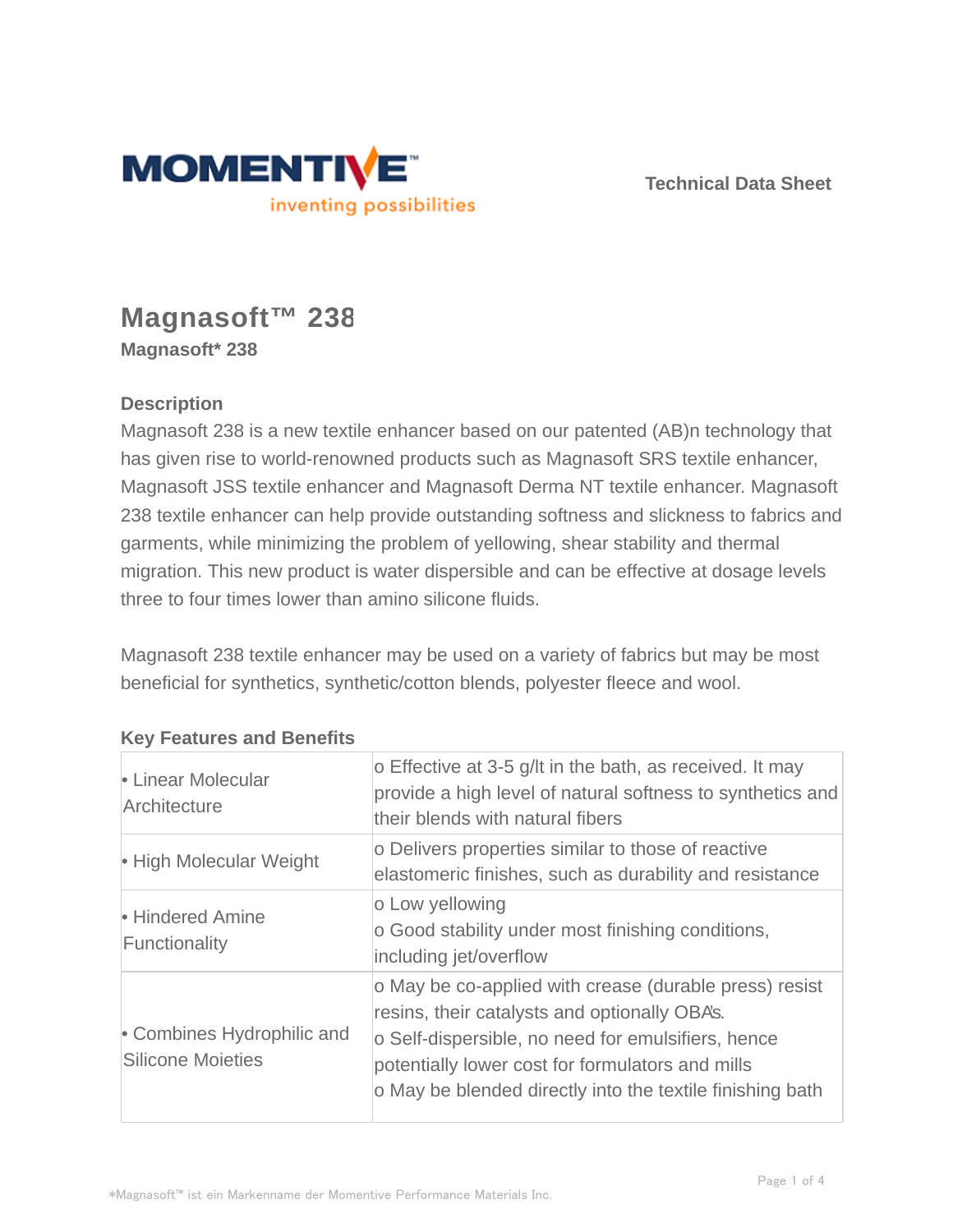Technical Data Sheet

# Magnasoft™ 238

**Magnasoft* 238**

## Description

Magnasoft 238 is a new textile enhancer based on our patented (AB)n technology that has given rise to world-renowned products such as Magnasoft SRS textile enhancer, Magnasoft JSS textile enhancer and Magnasoft Derma NT textile enhancer. Magnasoft 238 textile enhancer can help provide outstanding softness and slickness to fabrics and garments, while minimizing the problem of yellowing, shear stability and thermal migration. This new product is water dispersible and can be effective at dosage levels three to four times lower than amino silicone fluids.

Magnasoft 238 textile enhancer may be used on a variety of fabrics but may be most beneficial for synthetics, synthetic/cotton blends, polyester fleece and wool.

## Key Features and Benefits

| | |
|---|---|
| • Linear Molecular Architecture | o Effective at 3-5 g/lt in the bath, as received. It may provide a high level of natural softness to synthetics and their blends with natural fibers |
| • High Molecular Weight | o Delivers properties similar to those of reactive elastomeric finishes, such as durability and resistance |
| • Hindered Amine Functionality | o Low yellowing<br>o Good stability under most finishing conditions, including jet/overflow |
| • Combines Hydrophilic and Silicone Moieties | o May be co-applied with crease (durable press) resist resins, their catalysts and optionally OBA's.<br>o Self-dispersible, no need for emulsifiers, hence potentially lower cost for formulators and mills<br>o May be blended directly into the textile finishing bath |

*Magnasoft™ ist ein Markenname der Momentive Performance Materials Inc.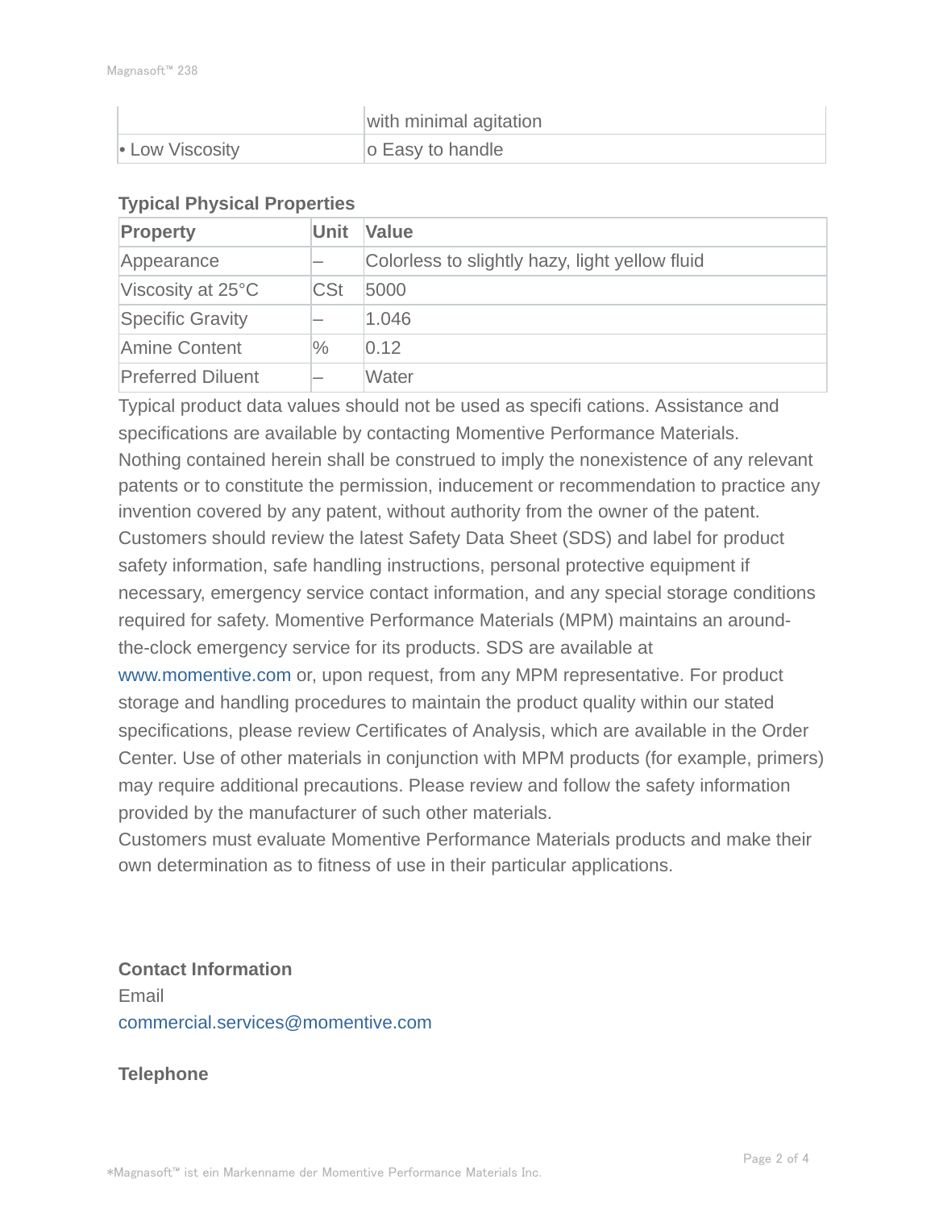| | with minimal agitation |
|---|---|
| • Low Viscosity | o Easy to handle |

### Typical Physical Properties

| Property | Unit | Value |
|---|---|---|
| Appearance | – | Colorless to slightly hazy, light yellow fluid |
| Viscosity at 25°C | CSt | 5000 |
| Specific Gravity | – | 1.046 |
| Amine Content | % | 0.12 |
| Preferred Diluent | – | Water |

Typical product data values should not be used as specifi cations. Assistance and specifications are available by contacting Momentive Performance Materials.
Nothing contained herein shall be construed to imply the nonexistence of any relevant patents or to constitute the permission, inducement or recommendation to practice any invention covered by any patent, without authority from the owner of the patent.
Customers should review the latest Safety Data Sheet (SDS) and label for product safety information, safe handling instructions, personal protective equipment if necessary, emergency service contact information, and any special storage conditions required for safety. Momentive Performance Materials (MPM) maintains an around-the-clock emergency service for its products. SDS are available at www.momentive.com or, upon request, from any MPM representative. For product storage and handling procedures to maintain the product quality within our stated specifications, please review Certificates of Analysis, which are available in the Order Center. Use of other materials in conjunction with MPM products (for example, primers) may require additional precautions. Please review and follow the safety information provided by the manufacturer of such other materials.
Customers must evaluate Momentive Performance Materials products and make their own determination as to fitness of use in their particular applications.

### Contact Information

Email
commercial.services@momentive.com

### Telephone

*Magnasoft™ ist ein Markenname der Momentive Performance Materials Inc.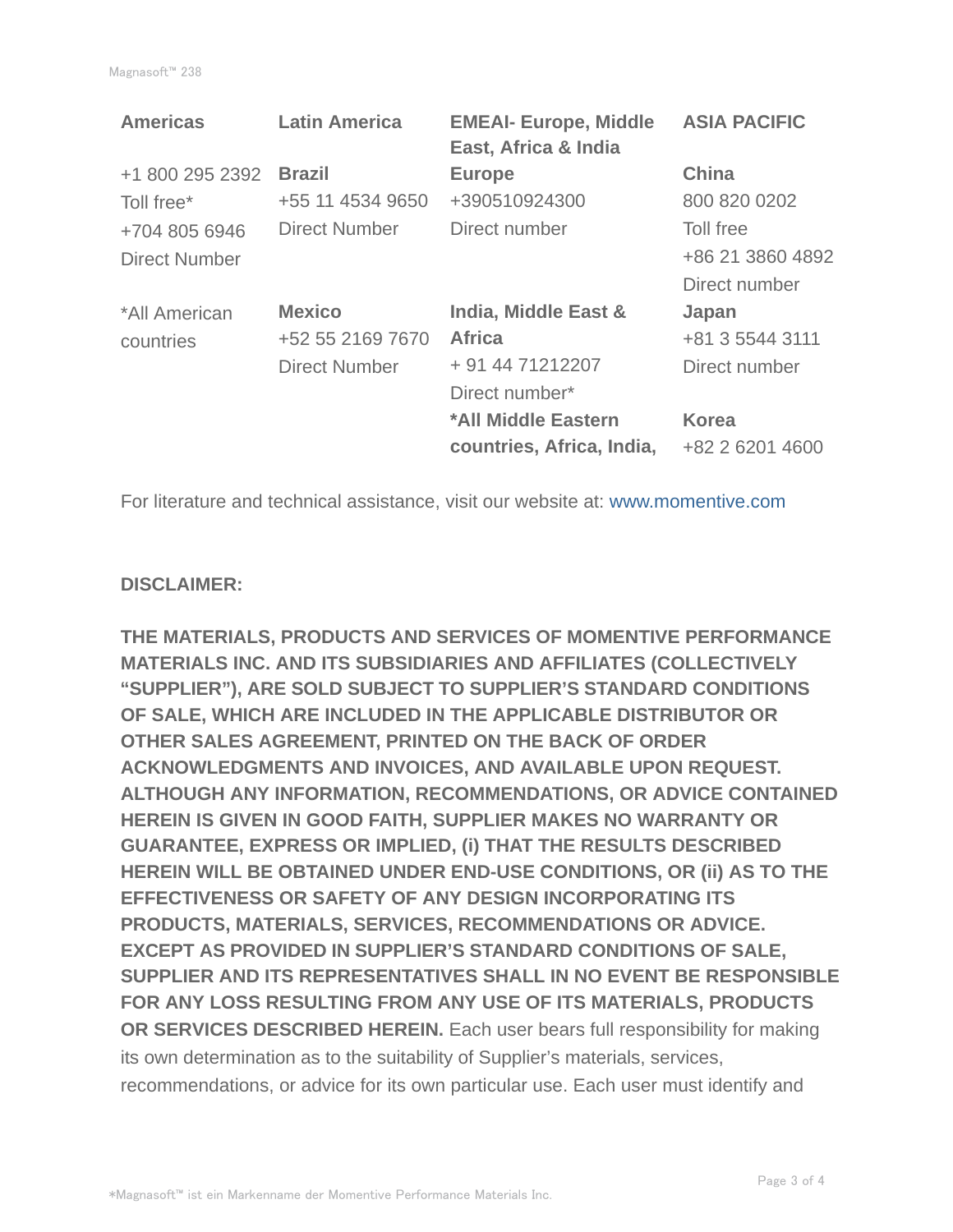| Americas | Latin America | EMEAI- Europe, Middle East, Africa & India | ASIA PACIFIC |
| --- | --- | --- | --- |
| +1 800 295 2392 Toll free* +704 805 6946 Direct Number | **Brazil** +55 11 4534 9650 Direct Number | **Europe** +390510924300 Direct number | **China** 800 820 0202 Toll free +86 21 3860 4892 Direct number |
| *All American countries | **Mexico** +52 55 2169 7670 Direct Number | **India, Middle East & Africa** + 91 44 71212207 Direct number* | **Japan** +81 3 5544 3111 Direct number |
| | | ***All Middle Eastern countries, Africa, India,** | **Korea** +82 2 6201 4600 |

For literature and technical assistance, visit our website at: www.momentive.com

**DISCLAIMER:**

**THE MATERIALS, PRODUCTS AND SERVICES OF MOMENTIVE PERFORMANCE MATERIALS INC. AND ITS SUBSIDIARIES AND AFFILIATES (COLLECTIVELY "SUPPLIER"), ARE SOLD SUBJECT TO SUPPLIER'S STANDARD CONDITIONS OF SALE, WHICH ARE INCLUDED IN THE APPLICABLE DISTRIBUTOR OR OTHER SALES AGREEMENT, PRINTED ON THE BACK OF ORDER ACKNOWLEDGMENTS AND INVOICES, AND AVAILABLE UPON REQUEST. ALTHOUGH ANY INFORMATION, RECOMMENDATIONS, OR ADVICE CONTAINED HEREIN IS GIVEN IN GOOD FAITH, SUPPLIER MAKES NO WARRANTY OR GUARANTEE, EXPRESS OR IMPLIED, (i) THAT THE RESULTS DESCRIBED HEREIN WILL BE OBTAINED UNDER END-USE CONDITIONS, OR (ii) AS TO THE EFFECTIVENESS OR SAFETY OF ANY DESIGN INCORPORATING ITS PRODUCTS, MATERIALS, SERVICES, RECOMMENDATIONS OR ADVICE. EXCEPT AS PROVIDED IN SUPPLIER'S STANDARD CONDITIONS OF SALE, SUPPLIER AND ITS REPRESENTATIVES SHALL IN NO EVENT BE RESPONSIBLE FOR ANY LOSS RESULTING FROM ANY USE OF ITS MATERIALS, PRODUCTS OR SERVICES DESCRIBED HEREIN.** Each user bears full responsibility for making its own determination as to the suitability of Supplier's materials, services, recommendations, or advice for its own particular use. Each user must identify and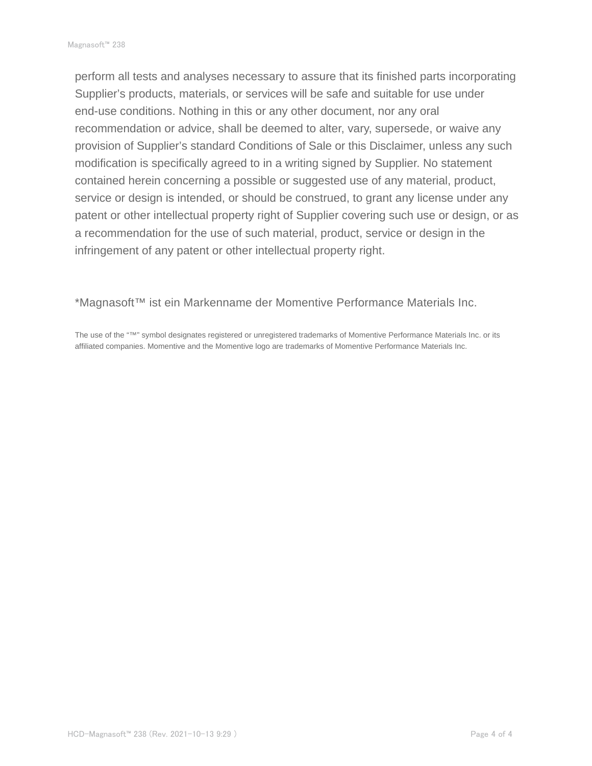perform all tests and analyses necessary to assure that its finished parts incorporating Supplier's products, materials, or services will be safe and suitable for use under end-use conditions. Nothing in this or any other document, nor any oral recommendation or advice, shall be deemed to alter, vary, supersede, or waive any provision of Supplier's standard Conditions of Sale or this Disclaimer, unless any such modification is specifically agreed to in a writing signed by Supplier. No statement contained herein concerning a possible or suggested use of any material, product, service or design is intended, or should be construed, to grant any license under any patent or other intellectual property right of Supplier covering such use or design, or as a recommendation for the use of such material, product, service or design in the infringement of any patent or other intellectual property right.

*Magnasoft™ ist ein Markenname der Momentive Performance Materials Inc.

The use of the "™" symbol designates registered or unregistered trademarks of Momentive Performance Materials Inc. or its affiliated companies. Momentive and the Momentive logo are trademarks of Momentive Performance Materials Inc.